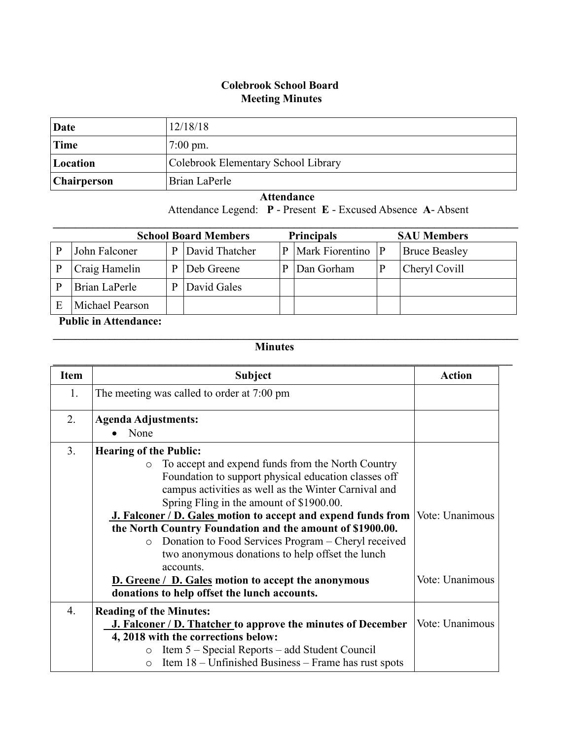# Colebrook School Board
## Meeting Minutes

| Date | 12/18/18 |
|---|---|
| Time | 7:00 pm. |
| Location | Colebrook Elementary School Library |
| Chairperson | Brian LaPerle |

### Attendance

Attendance Legend: **P** - Present **E** - Excused Absence **A**- Absent

| **School Board Members** | | | | **Principals** | | **SAU Members** | |
|---|---|---|---|---|---|---|---|
| P | John Falconer | P | David Thatcher | P | Mark Fiorentino | P | Bruce Beasley |
| P | Craig Hamelin | P | Deb Greene | P | Dan Gorham | P | Cheryl Covill |
| P | Brian LaPerle | P | David Gales | | | | |
| E | Michael Pearson | | | | | | |

**Public in Attendance:**

### Minutes

| Item | Subject | Action |
|---|---|---|
| 1. | The meeting was called to order at 7:00 pm | |
| 2. | **Agenda Adjustments:**<br>• None | |
| 3. | **Hearing of the Public:**<br>○ To accept and expend funds from the North Country Foundation to support physical education classes off campus activities as well as the Winter Carnival and Spring Fling in the amount of $1900.00.<br>**J. Falconer / D. Gales motion to accept and expend funds from the North Country Foundation and the amount of $1900.00.**<br>○ Donation to Food Services Program – Cheryl received two anonymous donations to help offset the lunch accounts.<br>**D. Greene / D. Gales motion to accept the anonymous donations to help offset the lunch accounts.** | Vote: Unanimous<br><br>Vote: Unanimous |
| 4. | **Reading of the Minutes:**<br>**J. Falconer / D. Thatcher to approve the minutes of December 4, 2018 with the corrections below:**<br>○ Item 5 – Special Reports – add Student Council<br>○ Item 18 – Unfinished Business – Frame has rust spots | Vote: Unanimous |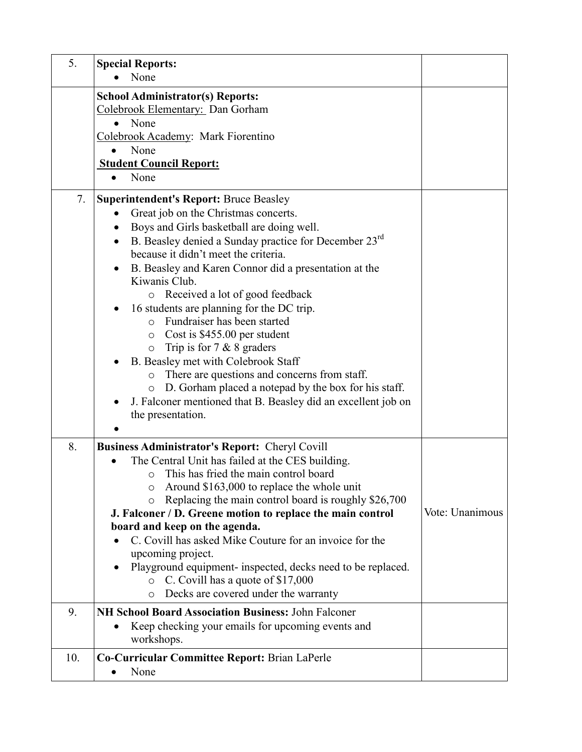| | | |
|---|---|---|
| 5. | **Special Reports:**<br>• None | |
| | **School Administrator(s) Reports:**<br><u>Colebrook Elementary:</u> Dan Gorham<br>• None<br><u>Colebrook Academy</u>: Mark Fiorentino<br>• None<br>**<u>Student Council Report:</u>**<br>• None | |
| 7. | **Superintendent's Report:** Bruce Beasley<br>• Great job on the Christmas concerts.<br>• Boys and Girls basketball are doing well.<br>• B. Beasley denied a Sunday practice for December 23rd because it didn't meet the criteria.<br>• B. Beasley and Karen Connor did a presentation at the Kiwanis Club.<br>&nbsp;&nbsp;&nbsp;&nbsp;○ Received a lot of good feedback<br>• 16 students are planning for the DC trip.<br>&nbsp;&nbsp;&nbsp;&nbsp;○ Fundraiser has been started<br>&nbsp;&nbsp;&nbsp;&nbsp;○ Cost is $455.00 per student<br>&nbsp;&nbsp;&nbsp;&nbsp;○ Trip is for 7 & 8 graders<br>• B. Beasley met with Colebrook Staff<br>&nbsp;&nbsp;&nbsp;&nbsp;○ There are questions and concerns from staff.<br>&nbsp;&nbsp;&nbsp;&nbsp;○ D. Gorham placed a notepad by the box for his staff.<br>• J. Falconer mentioned that B. Beasley did an excellent job on the presentation.<br>• | |
| 8. | **Business Administrator's Report:** Cheryl Covill<br>• The Central Unit has failed at the CES building.<br>&nbsp;&nbsp;&nbsp;&nbsp;○ This has fried the main control board<br>&nbsp;&nbsp;&nbsp;&nbsp;○ Around $163,000 to replace the whole unit<br>&nbsp;&nbsp;&nbsp;&nbsp;○ Replacing the main control board is roughly $26,700<br>**J. Falconer / D. Greene motion to replace the main control board and keep on the agenda.**<br>• C. Covill has asked Mike Couture for an invoice for the upcoming project.<br>• Playground equipment- inspected, decks need to be replaced.<br>&nbsp;&nbsp;&nbsp;&nbsp;○ C. Covill has a quote of $17,000<br>&nbsp;&nbsp;&nbsp;&nbsp;○ Decks are covered under the warranty | Vote: Unanimous |
| 9. | **NH School Board Association Business:** John Falconer<br>• Keep checking your emails for upcoming events and workshops. | |
| 10. | **Co-Curricular Committee Report:** Brian LaPerle<br>• None | |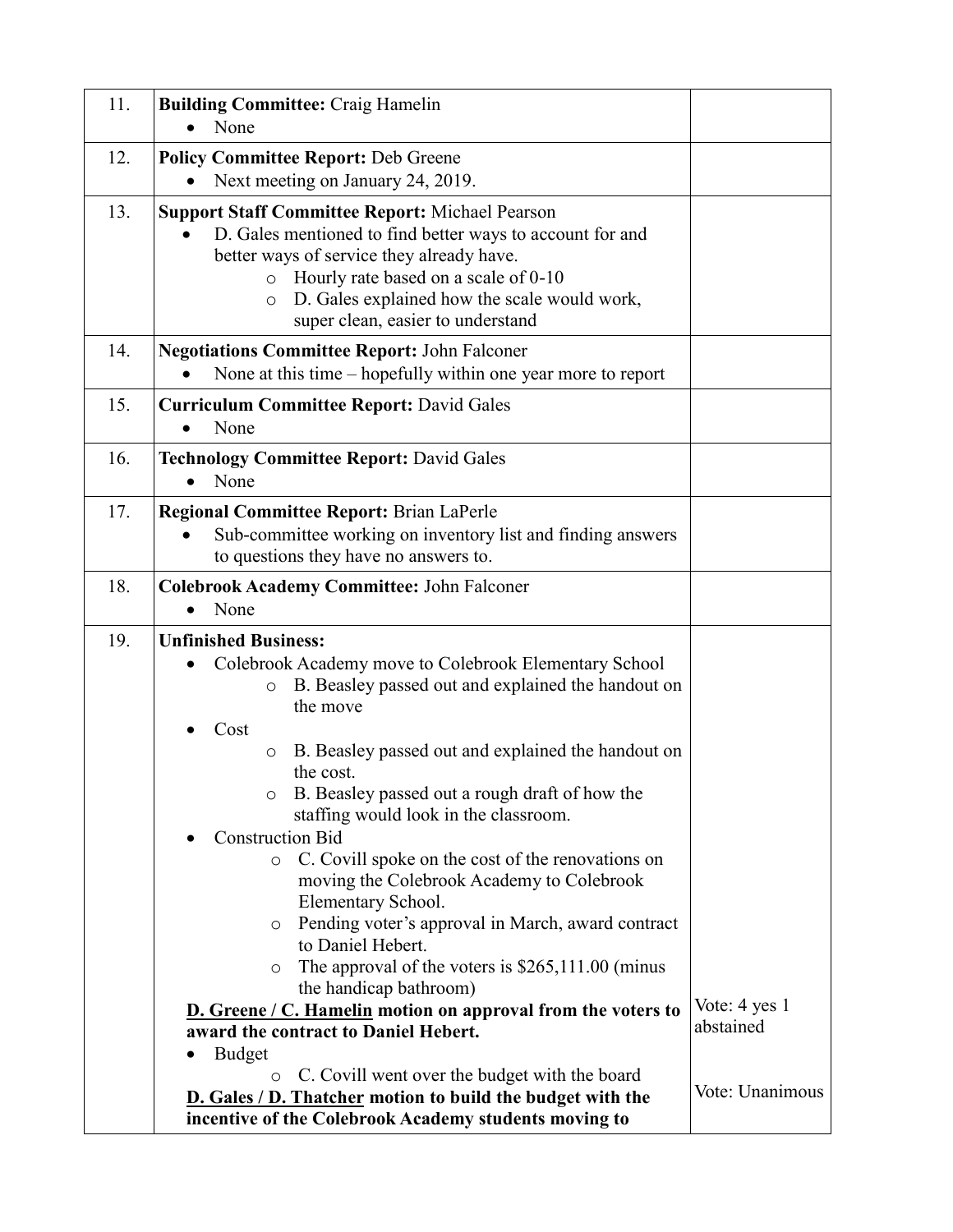| | | |
|---|---|---|
| 11. | **Building Committee:** Craig Hamelin<br>• None | |
| 12. | **Policy Committee Report:** Deb Greene<br>• Next meeting on January 24, 2019. | |
| 13. | **Support Staff Committee Report:** Michael Pearson<br>• D. Gales mentioned to find better ways to account for and better ways of service they already have.<br>  ○ Hourly rate based on a scale of 0-10<br>  ○ D. Gales explained how the scale would work, super clean, easier to understand | |
| 14. | **Negotiations Committee Report:** John Falconer<br>• None at this time – hopefully within one year more to report | |
| 15. | **Curriculum Committee Report:** David Gales<br>• None | |
| 16. | **Technology Committee Report:** David Gales<br>• None | |
| 17. | **Regional Committee Report:** Brian LaPerle<br>• Sub-committee working on inventory list and finding answers to questions they have no answers to. | |
| 18. | **Colebrook Academy Committee:** John Falconer<br>• None | |
| 19. | **Unfinished Business:**<br>• Colebrook Academy move to Colebrook Elementary School<br>  ○ B. Beasley passed out and explained the handout on the move<br>• Cost<br>  ○ B. Beasley passed out and explained the handout on the cost.<br>  ○ B. Beasley passed out a rough draft of how the staffing would look in the classroom.<br>• Construction Bid<br>  ○ C. Covill spoke on the cost of the renovations on moving the Colebrook Academy to Colebrook Elementary School.<br>  ○ Pending voter's approval in March, award contract to Daniel Hebert.<br>  ○ The approval of the voters is $265,111.00 (minus the handicap bathroom)<br>**<u>D. Greene / C. Hamelin</u> motion on approval from the voters to award the contract to Daniel Hebert.**<br>• Budget<br>  ○ C. Covill went over the budget with the board<br>**<u>D. Gales / D. Thatcher</u> motion to build the budget with the incentive of the Colebrook Academy students moving to** | Vote: 4 yes 1 abstained<br><br>Vote: Unanimous |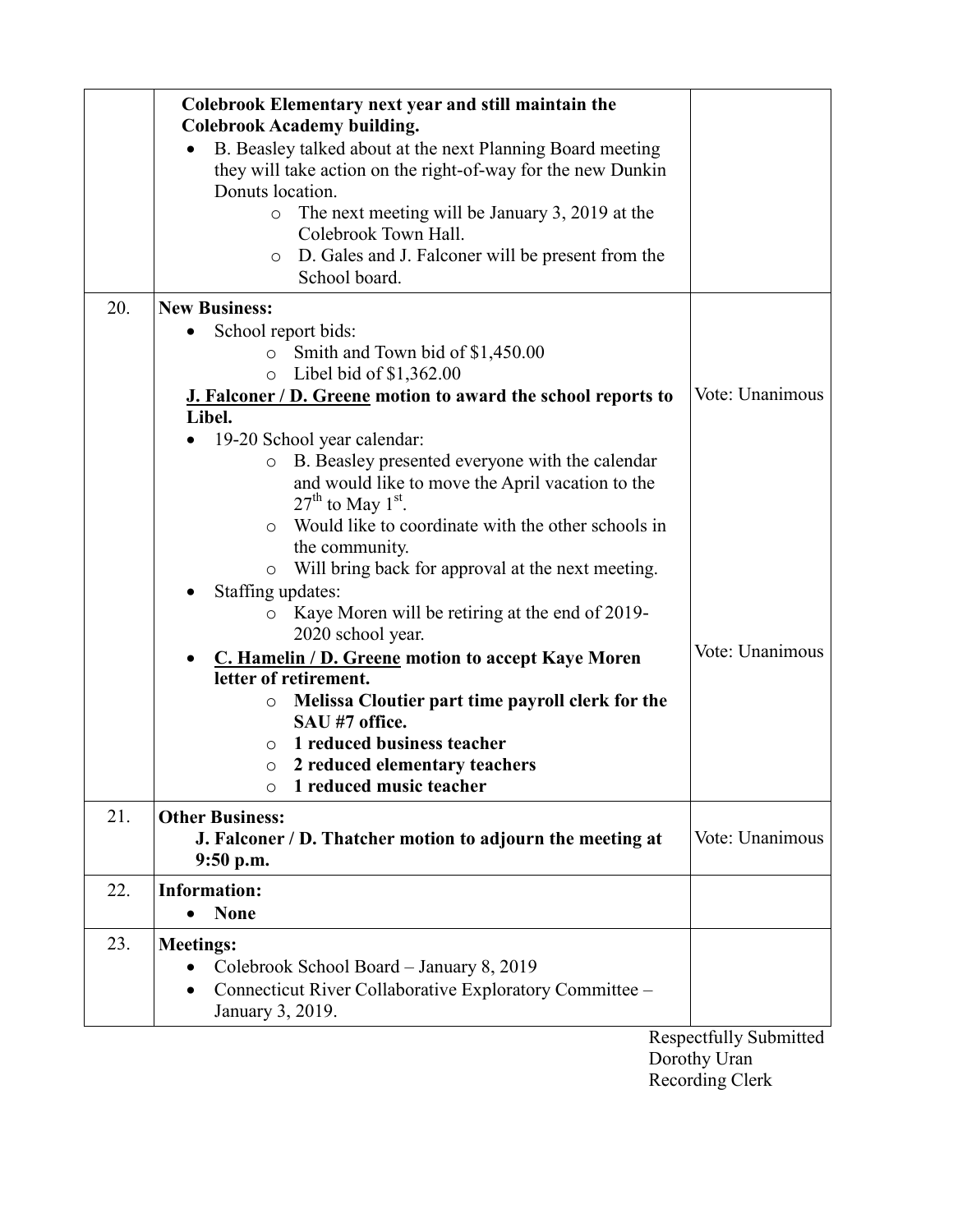| | | |
|---|---|---|
| | **Colebrook Elementary next year and still maintain the Colebrook Academy building.**<br>• B. Beasley talked about at the next Planning Board meeting they will take action on the right-of-way for the new Dunkin Donuts location.<br>&nbsp;&nbsp;&nbsp;&nbsp;o The next meeting will be January 3, 2019 at the Colebrook Town Hall.<br>&nbsp;&nbsp;&nbsp;&nbsp;o D. Gales and J. Falconer will be present from the School board. | |
| 20. | **New Business:**<br>• School report bids:<br>&nbsp;&nbsp;&nbsp;&nbsp;o Smith and Town bid of $1,450.00<br>&nbsp;&nbsp;&nbsp;&nbsp;o Libel bid of $1,362.00<br>**<u>J. Falconer / D. Greene</u> motion to award the school reports to Libel.**<br>• 19-20 School year calendar:<br>&nbsp;&nbsp;&nbsp;&nbsp;o B. Beasley presented everyone with the calendar and would like to move the April vacation to the 27th to May 1st.<br>&nbsp;&nbsp;&nbsp;&nbsp;o Would like to coordinate with the other schools in the community.<br>&nbsp;&nbsp;&nbsp;&nbsp;o Will bring back for approval at the next meeting.<br>• Staffing updates:<br>&nbsp;&nbsp;&nbsp;&nbsp;o Kaye Moren will be retiring at the end of 2019-2020 school year.<br>• **<u>C. Hamelin / D. Greene</u> motion to accept Kaye Moren letter of retirement.**<br>&nbsp;&nbsp;&nbsp;&nbsp;o **Melissa Cloutier part time payroll clerk for the SAU #7 office.**<br>&nbsp;&nbsp;&nbsp;&nbsp;o **1 reduced business teacher**<br>&nbsp;&nbsp;&nbsp;&nbsp;o **2 reduced elementary teachers**<br>&nbsp;&nbsp;&nbsp;&nbsp;o **1 reduced music teacher** | Vote: Unanimous<br><br>Vote: Unanimous |
| 21. | **Other Business:**<br>**J. Falconer / D. Thatcher motion to adjourn the meeting at 9:50 p.m.** | Vote: Unanimous |
| 22. | **Information:**<br>• **None** | |
| 23. | **Meetings:**<br>• Colebrook School Board – January 8, 2019<br>• Connecticut River Collaborative Exploratory Committee – January 3, 2019. | |

Respectfully Submitted
Dorothy Uran
Recording Clerk